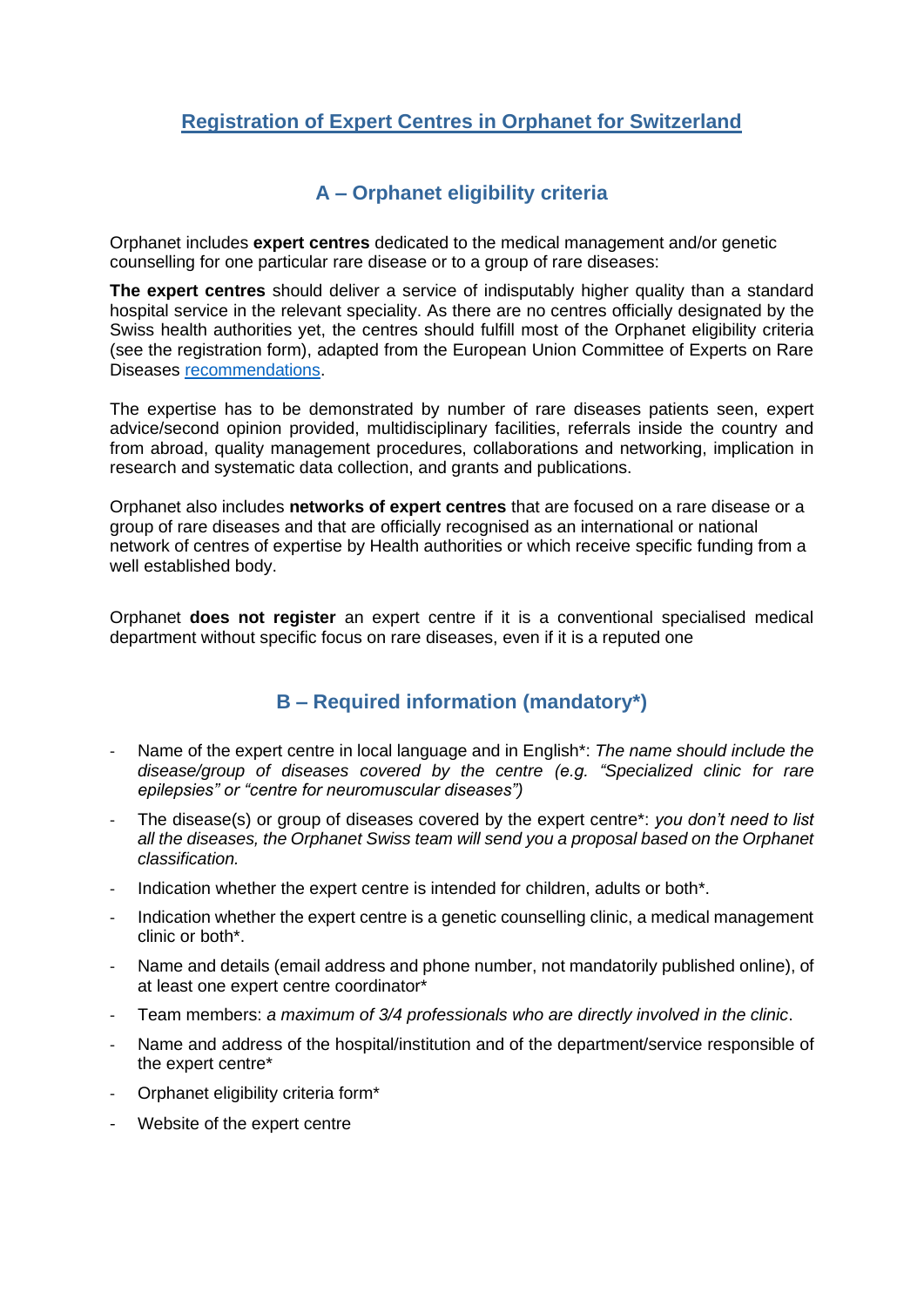# Registration of Expert Centres in Orphanet for Switzerland

## A – Orphanet eligibility criteria

Orphanet includes **expert centres** dedicated to the medical management and/or genetic counselling for one particular rare disease or to a group of rare diseases:

**The expert centres** should deliver a service of indisputably higher quality than a standard hospital service in the relevant speciality. As there are no centres officially designated by the Swiss health authorities yet, the centres should fulfill most of the Orphanet eligibility criteria (see the registration form), adapted from the European Union Committee of Experts on Rare Diseases recommendations.

The expertise has to be demonstrated by number of rare diseases patients seen, expert advice/second opinion provided, multidisciplinary facilities, referrals inside the country and from abroad, quality management procedures, collaborations and networking, implication in research and systematic data collection, and grants and publications.

Orphanet also includes **networks of expert centres** that are focused on a rare disease or a group of rare diseases and that are officially recognised as an international or national network of centres of expertise by Health authorities or which receive specific funding from a well established body.

Orphanet **does not register** an expert centre if it is a conventional specialised medical department without specific focus on rare diseases, even if it is a reputed one

## B – Required information (mandatory*)

- Name of the expert centre in local language and in English*: *The name should include the disease/group of diseases covered by the centre (e.g. "Specialized clinic for rare epilepsies" or "centre for neuromuscular diseases")*
- The disease(s) or group of diseases covered by the expert centre*: *you don't need to list all the diseases, the Orphanet Swiss team will send you a proposal based on the Orphanet classification.*
- Indication whether the expert centre is intended for children, adults or both*.
- Indication whether the expert centre is a genetic counselling clinic, a medical management clinic or both*.
- Name and details (email address and phone number, not mandatorily published online), of at least one expert centre coordinator*
- Team members: *a maximum of 3/4 professionals who are directly involved in the clinic*.
- Name and address of the hospital/institution and of the department/service responsible of the expert centre*
- Orphanet eligibility criteria form*
- Website of the expert centre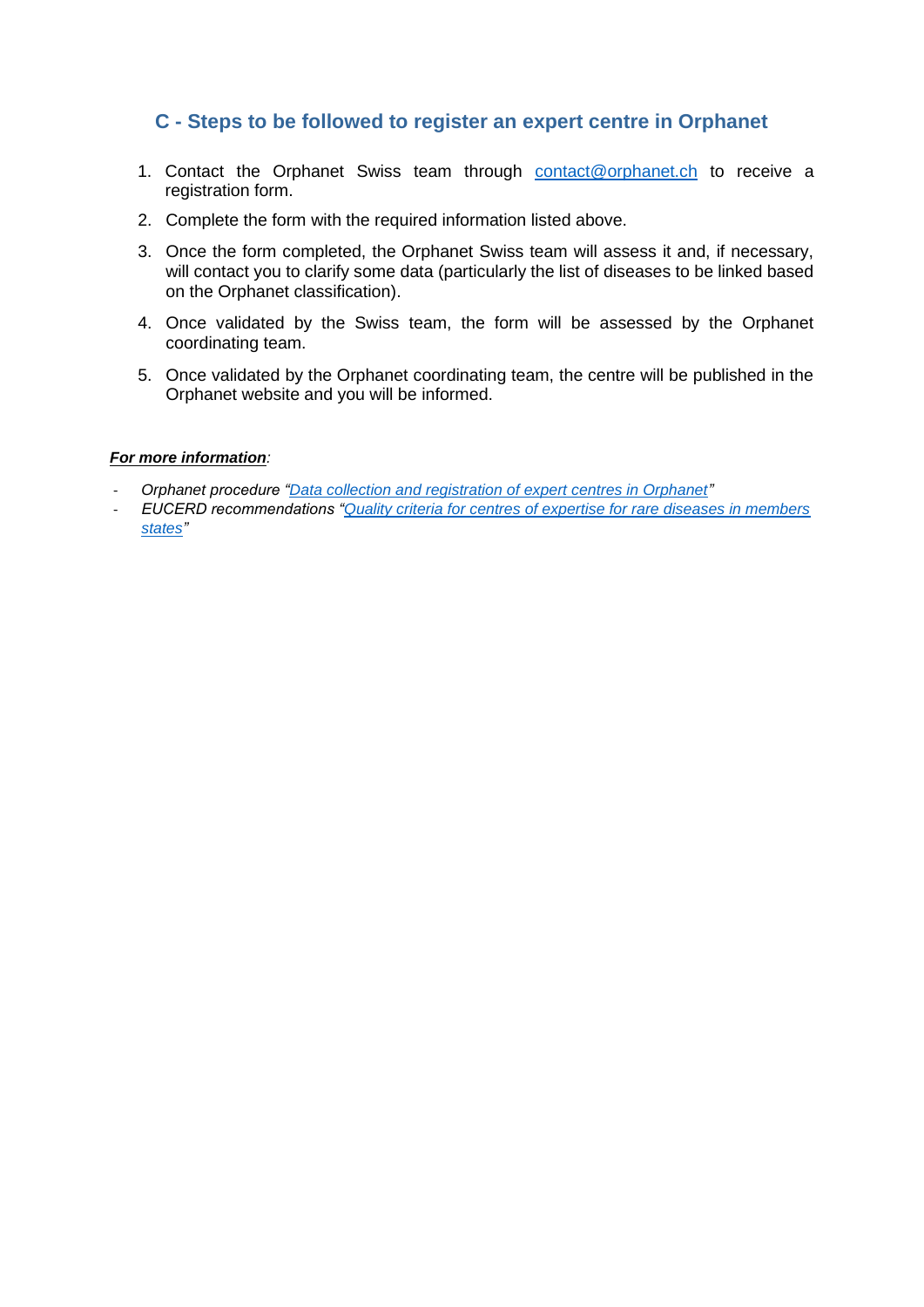## C - Steps to be followed to register an expert centre in Orphanet

1. Contact the Orphanet Swiss team through contact@orphanet.ch to receive a registration form.
2. Complete the form with the required information listed above.
3. Once the form completed, the Orphanet Swiss team will assess it and, if necessary, will contact you to clarify some data (particularly the list of diseases to be linked based on the Orphanet classification).
4. Once validated by the Swiss team, the form will be assessed by the Orphanet coordinating team.
5. Once validated by the Orphanet coordinating team, the centre will be published in the Orphanet website and you will be informed.

***For more information***:

- *Orphanet procedure "Data collection and registration of expert centres in Orphanet"*
- *EUCERD recommendations "Quality criteria for centres of expertise for rare diseases in members states"*